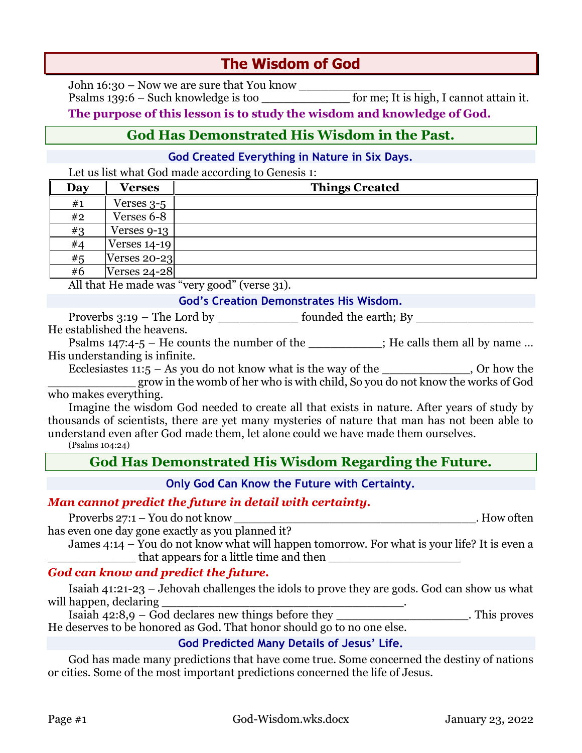# The Wisdom of God

John 16:30 – Now we are sure that You know ___________________

Psalms 139:6 – Such knowledge is too ____________ for me; It is high, I cannot attain it.

**The purpose of this lesson is to study the wisdom and knowledge of God.**

## God Has Demonstrated His Wisdom in the Past.

### God Created Everything in Nature in Six Days.

Let us list what God made according to Genesis 1:

| Day | Verses | Things Created |
|---|---|---|
| #1 | Verses 3-5 | |
| #2 | Verses 6-8 | |
| #3 | Verses 9-13 | |
| #4 | Verses 14-19 | |
| #5 | Verses 20-23 | |
| #6 | Verses 24-28 | |

All that He made was "very good" (verse 31).

### God's Creation Demonstrates His Wisdom.

Proverbs 3:19 – The Lord by ___________ founded the earth; By _________________ He established the heavens.

Psalms 147:4-5 – He counts the number of the __________; He calls them all by name … His understanding is infinite.

Ecclesiastes 11:5 – As you do not know what is the way of the ____________, Or how the ____________ grow in the womb of her who is with child, So you do not know the works of God who makes everything.

Imagine the wisdom God needed to create all that exists in nature. After years of study by thousands of scientists, there are yet many mysteries of nature that man has not been able to understand even after God made them, let alone could we have made them ourselves.

(Psalms 104:24)

## God Has Demonstrated His Wisdom Regarding the Future.

### Only God Can Know the Future with Certainty.

***Man cannot predict the future in detail with certainty.***

Proverbs 27:1 – You do not know __________________________________. How often has even one day gone exactly as you planned it?

James 4:14 – You do not know what will happen tomorrow. For what is your life? It is even a ____________ that appears for a little time and then ___________________

***God can know and predict the future.***

Isaiah 41:21-23 – Jehovah challenges the idols to prove they are gods. God can show us what will happen, declaring __________________________________.

Isaiah 42:8,9 – God declares new things before they ___________________. This proves He deserves to be honored as God. That honor should go to no one else.

### God Predicted Many Details of Jesus' Life.

God has made many predictions that have come true. Some concerned the destiny of nations or cities. Some of the most important predictions concerned the life of Jesus.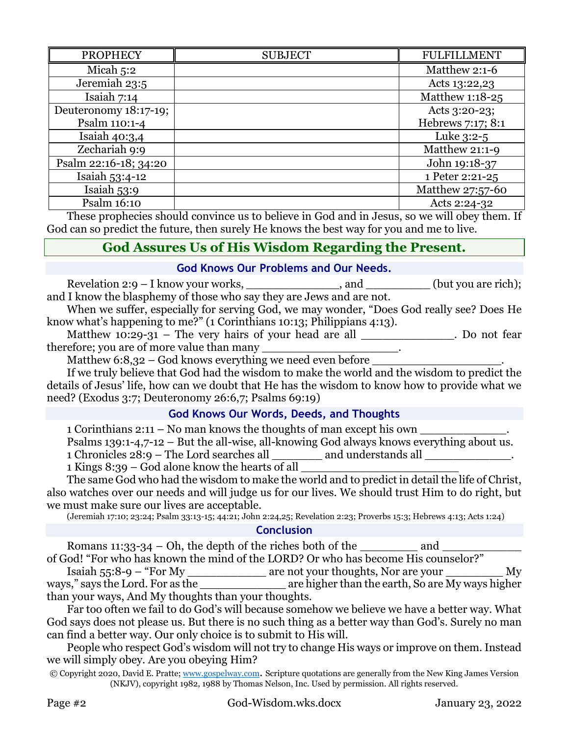| PROPHECY | SUBJECT | FULFILLMENT |
|---|---|---|
| Micah 5:2 | | Matthew 2:1-6 |
| Jeremiah 23:5 | | Acts 13:22,23 |
| Isaiah 7:14 | | Matthew 1:18-25 |
| Deuteronomy 18:17-19; Psalm 110:1-4 | | Acts 3:20-23; Hebrews 7:17; 8:1 |
| Isaiah 40:3,4 | | Luke 3:2-5 |
| Zechariah 9:9 | | Matthew 21:1-9 |
| Psalm 22:16-18; 34:20 | | John 19:18-37 |
| Isaiah 53:4-12 | | 1 Peter 2:21-25 |
| Isaiah 53:9 | | Matthew 27:57-60 |
| Psalm 16:10 | | Acts 2:24-32 |

These prophecies should convince us to believe in God and in Jesus, so we will obey them. If God can so predict the future, then surely He knows the best way for you and me to live.

## God Assures Us of His Wisdom Regarding the Present.

### God Knows Our Problems and Our Needs.

Revelation 2:9 – I know your works, ______________, and __________ (but you are rich); and I know the blasphemy of those who say they are Jews and are not.

When we suffer, especially for serving God, we may wonder, "Does God really see? Does He know what's happening to me?" (1 Corinthians 10:13; Philippians 4:13).

Matthew 10:29-31 – The very hairs of your head are all ______________. Do not fear therefore; you are of more value than many _____________________.

Matthew 6:8,32 – God knows everything we need even before ___________________.

If we truly believe that God had the wisdom to make the world and the wisdom to predict the details of Jesus' life, how can we doubt that He has the wisdom to know how to provide what we need? (Exodus 3:7; Deuteronomy 26:6,7; Psalms 69:19)

### God Knows Our Words, Deeds, and Thoughts

1 Corinthians 2:11 – No man knows the thoughts of man except his own _____________.

Psalms 139:1-4,7-12 – But the all-wise, all-knowing God always knows everything about us.

1 Chronicles 28:9 – The Lord searches all ________ and understands all _____________.

1 Kings 8:39 – God alone know the hearts of all _______________________

The same God who had the wisdom to make the world and to predict in detail the life of Christ, also watches over our needs and will judge us for our lives. We should trust Him to do right, but we must make sure our lives are acceptable.

(Jeremiah 17:10; 23:24; Psalm 33:13-15; 44:21; John 2:24,25; Revelation 2:23; Proverbs 15:3; Hebrews 4:13; Acts 1:24)

### Conclusion

Romans 11:33-34 – Oh, the depth of the riches both of the _________ and ____________ of God! "For who has known the mind of the LORD? Or who has become His counselor?"

Isaiah 55:8-9 – "For My ____________ are not your thoughts, Nor are your _________ My ways," says the Lord. For as the _____________ are higher than the earth, So are My ways higher than your ways, And My thoughts than your thoughts.

Far too often we fail to do God's will because somehow we believe we have a better way. What God says does not please us. But there is no such thing as a better way than God's. Surely no man can find a better way. Our only choice is to submit to His will.

People who respect God's wisdom will not try to change His ways or improve on them. Instead we will simply obey. Are you obeying Him?

© Copyright 2020, David E. Pratte; www.gospelway.com. Scripture quotations are generally from the New King James Version (NKJV), copyright 1982, 1988 by Thomas Nelson, Inc. Used by permission. All rights reserved.